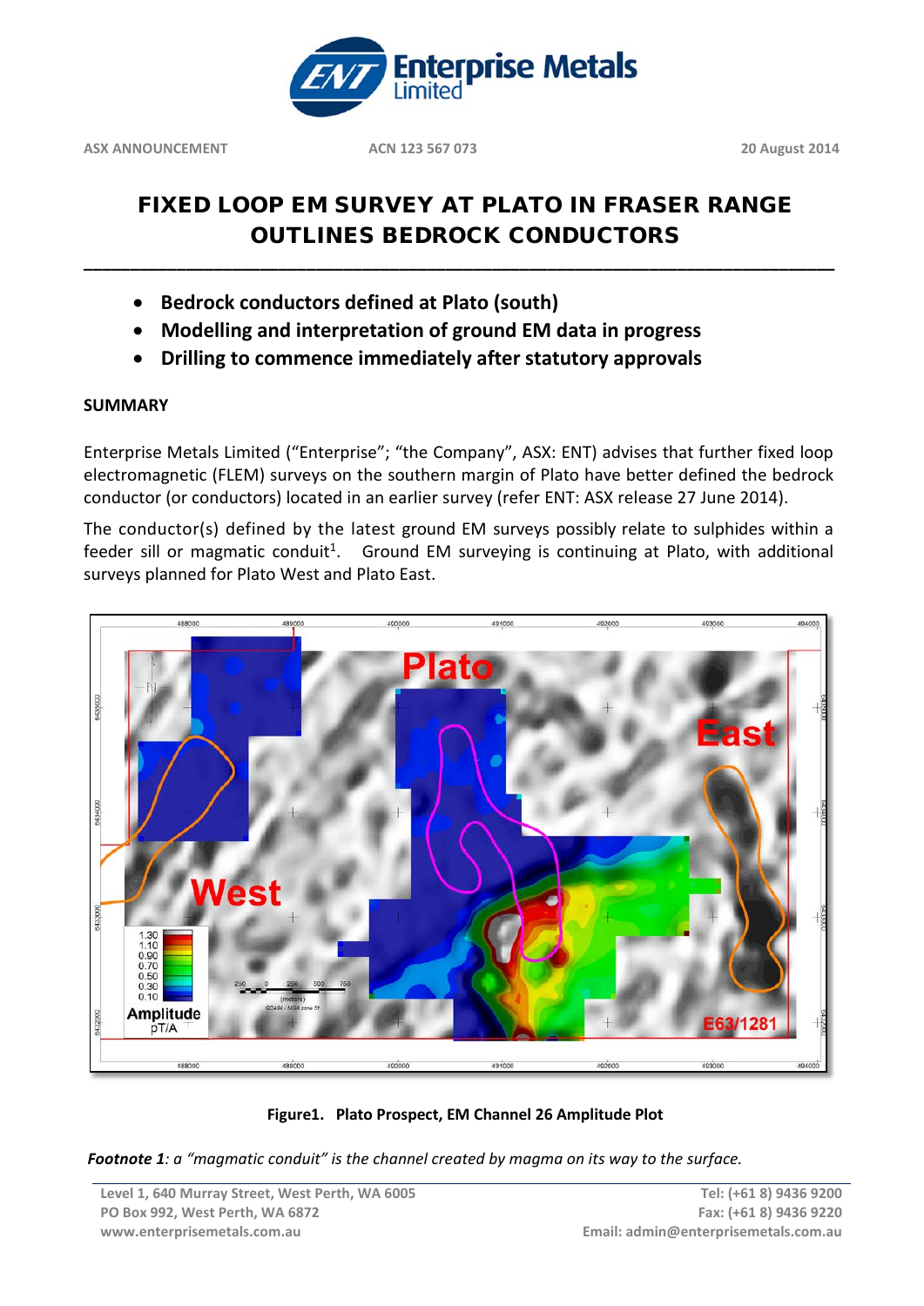# Enterprise Metals Limited

ASX ANNOUNCEMENT ACN 123 567 073 20 August 2014

## FIXED LOOP EM SURVEY AT PLATO IN FRASER RANGE OUTLINES BEDROCK CONDUCTORS

- **Bedrock conductors defined at Plato (south)**
- **Modelling and interpretation of ground EM data in progress**
- **Drilling to commence immediately after statutory approvals**

### SUMMARY

Enterprise Metals Limited ("Enterprise"; "the Company", ASX: ENT) advises that further fixed loop electromagnetic (FLEM) surveys on the southern margin of Plato have better defined the bedrock conductor (or conductors) located in an earlier survey (refer ENT: ASX release 27 June 2014).

The conductor(s) defined by the latest ground EM surveys possibly relate to sulphides within a feeder sill or magmatic conduit[1]. Ground EM surveying is continuing at Plato, with additional surveys planned for Plato West and Plato East.

**Figure1. Plato Prospect, EM Channel 26 Amplitude Plot**

***Footnote 1****: a "magmatic conduit" is the channel created by magma on its way to the surface.*

Level 1, 640 Murray Street, West Perth, WA 6005
PO Box 992, West Perth, WA 6872
www.enterprisemetals.com.au

Tel: (+61 8) 9436 9200
Fax: (+61 8) 9436 9220
Email: admin@enterprisemetals.com.au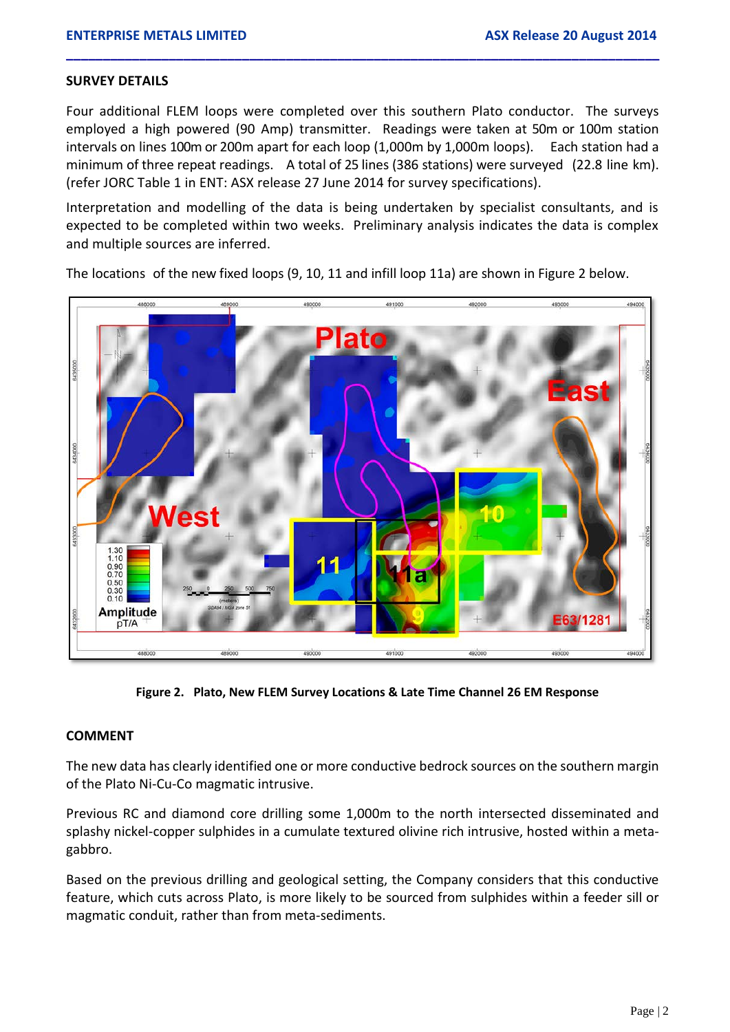## SURVEY DETAILS

Four additional FLEM loops were completed over this southern Plato conductor. The surveys employed a high powered (90 Amp) transmitter. Readings were taken at 50m or 100m station intervals on lines 100m or 200m apart for each loop (1,000m by 1,000m loops). Each station had a minimum of three repeat readings. A total of 25 lines (386 stations) were surveyed (22.8 line km). (refer JORC Table 1 in ENT: ASX release 27 June 2014 for survey specifications).

Interpretation and modelling of the data is being undertaken by specialist consultants, and is expected to be completed within two weeks. Preliminary analysis indicates the data is complex and multiple sources are inferred.

The locations of the new fixed loops (9, 10, 11 and infill loop 11a) are shown in Figure 2 below.

**Figure 2. Plato, New FLEM Survey Locations & Late Time Channel 26 EM Response**

## COMMENT

The new data has clearly identified one or more conductive bedrock sources on the southern margin of the Plato Ni-Cu-Co magmatic intrusive.

Previous RC and diamond core drilling some 1,000m to the north intersected disseminated and splashy nickel-copper sulphides in a cumulate textured olivine rich intrusive, hosted within a meta-gabbro.

Based on the previous drilling and geological setting, the Company considers that this conductive feature, which cuts across Plato, is more likely to be sourced from sulphides within a feeder sill or magmatic conduit, rather than from meta-sediments.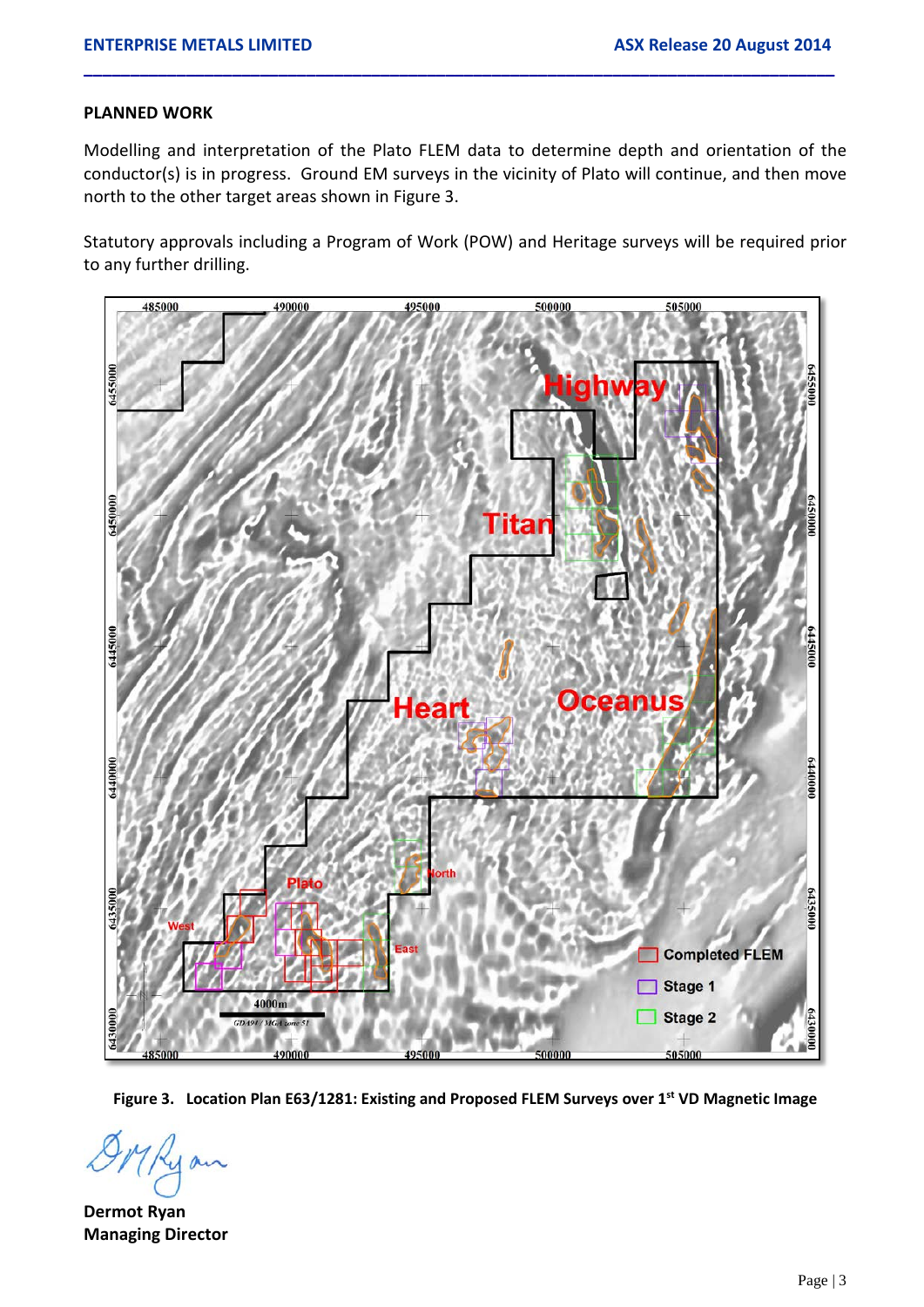## PLANNED WORK

Modelling and interpretation of the Plato FLEM data to determine depth and orientation of the conductor(s) is in progress. Ground EM surveys in the vicinity of Plato will continue, and then move north to the other target areas shown in Figure 3.

Statutory approvals including a Program of Work (POW) and Heritage surveys will be required prior to any further drilling.

**Figure 3. Location Plan E63/1281: Existing and Proposed FLEM Surveys over 1st VD Magnetic Image**

**Dermot Ryan**
**Managing Director**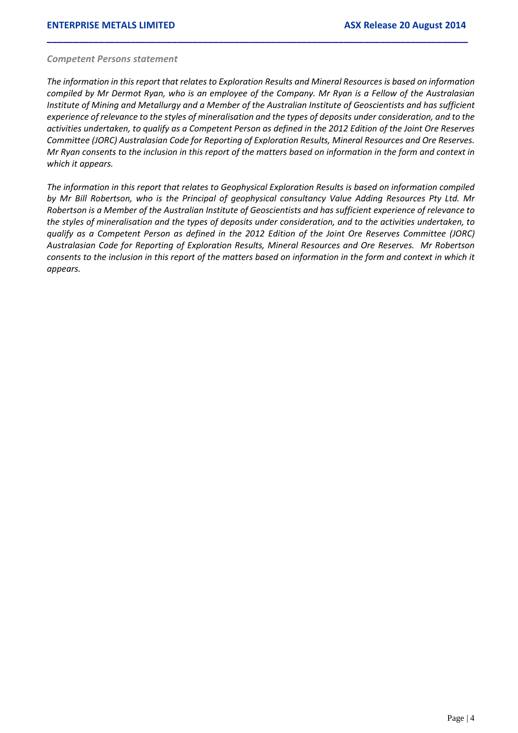*Competent Persons statement*

*The information in this report that relates to Exploration Results and Mineral Resources is based on information compiled by Mr Dermot Ryan, who is an employee of the Company. Mr Ryan is a Fellow of the Australasian Institute of Mining and Metallurgy and a Member of the Australian Institute of Geoscientists and has sufficient experience of relevance to the styles of mineralisation and the types of deposits under consideration, and to the activities undertaken, to qualify as a Competent Person as defined in the 2012 Edition of the Joint Ore Reserves Committee (JORC) Australasian Code for Reporting of Exploration Results, Mineral Resources and Ore Reserves. Mr Ryan consents to the inclusion in this report of the matters based on information in the form and context in which it appears.*

*The information in this report that relates to Geophysical Exploration Results is based on information compiled by Mr Bill Robertson, who is the Principal of geophysical consultancy Value Adding Resources Pty Ltd. Mr Robertson is a Member of the Australian Institute of Geoscientists and has sufficient experience of relevance to the styles of mineralisation and the types of deposits under consideration, and to the activities undertaken, to qualify as a Competent Person as defined in the 2012 Edition of the Joint Ore Reserves Committee (JORC) Australasian Code for Reporting of Exploration Results, Mineral Resources and Ore Reserves. Mr Robertson consents to the inclusion in this report of the matters based on information in the form and context in which it appears.*